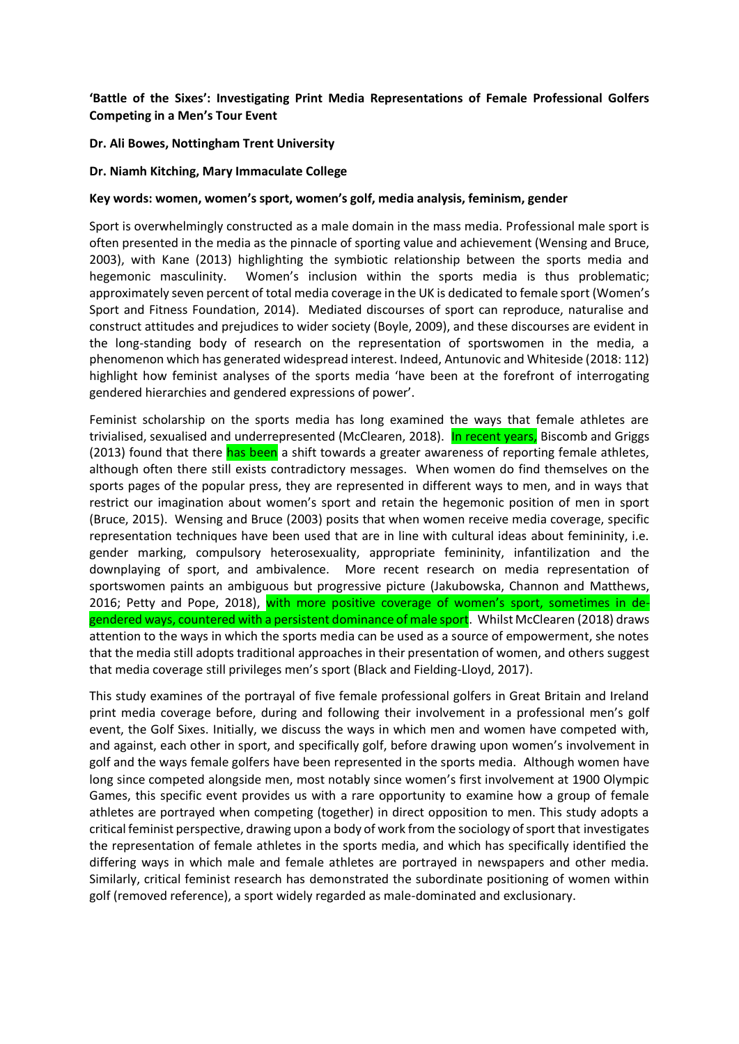**'Battle of the Sixes': Investigating Print Media Representations of Female Professional Golfers Competing in a Men's Tour Event**

**Dr. Ali Bowes, Nottingham Trent University**

**Dr. Niamh Kitching, Mary Immaculate College**

**Key words: women, women's sport, women's golf, media analysis, feminism, gender**

Sport is overwhelmingly constructed as a male domain in the mass media. Professional male sport is often presented in the media as the pinnacle of sporting value and achievement (Wensing and Bruce, 2003), with Kane (2013) highlighting the symbiotic relationship between the sports media and hegemonic masculinity. Women's inclusion within the sports media is thus problematic; approximately seven percent of total media coverage in the UK is dedicated to female sport (Women's Sport and Fitness Foundation, 2014). Mediated discourses of sport can reproduce, naturalise and construct attitudes and prejudices to wider society (Boyle, 2009), and these discourses are evident in the long-standing body of research on the representation of sportswomen in the media, a phenomenon which has generated widespread interest. Indeed, Antunovic and Whiteside (2018: 112) highlight how feminist analyses of the sports media 'have been at the forefront of interrogating gendered hierarchies and gendered expressions of power'.

Feminist scholarship on the sports media has long examined the ways that female athletes are trivialised, sexualised and underrepresented (McClearen, 2018). In recent years, Biscomb and Griggs (2013) found that there has been a shift towards a greater awareness of reporting female athletes, although often there still exists contradictory messages. When women do find themselves on the sports pages of the popular press, they are represented in different ways to men, and in ways that restrict our imagination about women's sport and retain the hegemonic position of men in sport (Bruce, 2015). Wensing and Bruce (2003) posits that when women receive media coverage, specific representation techniques have been used that are in line with cultural ideas about femininity, i.e. gender marking, compulsory heterosexuality, appropriate femininity, infantilization and the downplaying of sport, and ambivalence. More recent research on media representation of sportswomen paints an ambiguous but progressive picture (Jakubowska, Channon and Matthews, 2016; Petty and Pope, 2018), with more positive coverage of women's sport, sometimes in de-gendered ways, countered with a persistent dominance of male sport. Whilst McClearen (2018) draws attention to the ways in which the sports media can be used as a source of empowerment, she notes that the media still adopts traditional approaches in their presentation of women, and others suggest that media coverage still privileges men's sport (Black and Fielding-Lloyd, 2017).

This study examines of the portrayal of five female professional golfers in Great Britain and Ireland print media coverage before, during and following their involvement in a professional men's golf event, the Golf Sixes. Initially, we discuss the ways in which men and women have competed with, and against, each other in sport, and specifically golf, before drawing upon women's involvement in golf and the ways female golfers have been represented in the sports media. Although women have long since competed alongside men, most notably since women's first involvement at 1900 Olympic Games, this specific event provides us with a rare opportunity to examine how a group of female athletes are portrayed when competing (together) in direct opposition to men. This study adopts a critical feminist perspective, drawing upon a body of work from the sociology of sport that investigates the representation of female athletes in the sports media, and which has specifically identified the differing ways in which male and female athletes are portrayed in newspapers and other media. Similarly, critical feminist research has demonstrated the subordinate positioning of women within golf (removed reference), a sport widely regarded as male-dominated and exclusionary.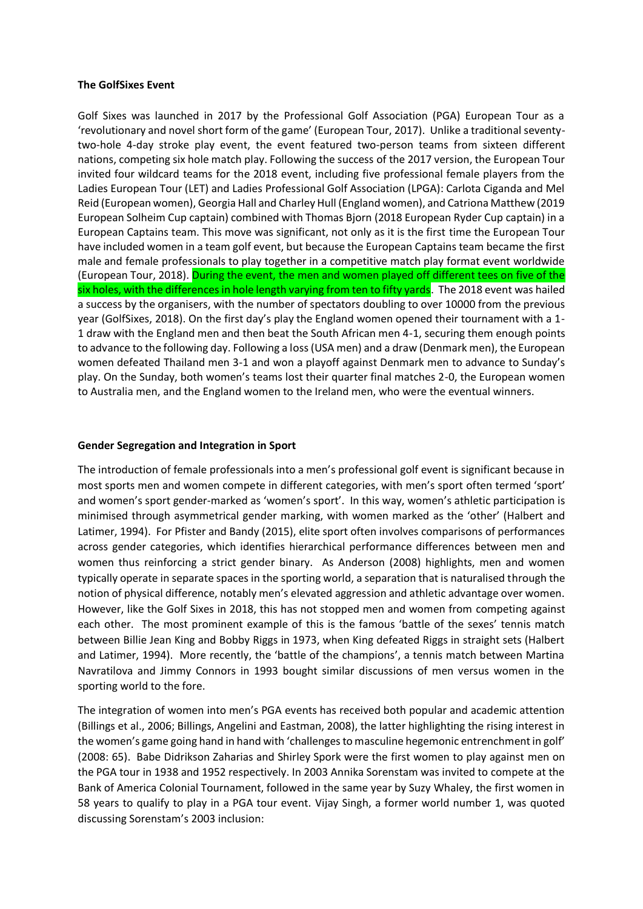**The GolfSixes Event**

Golf Sixes was launched in 2017 by the Professional Golf Association (PGA) European Tour as a 'revolutionary and novel short form of the game' (European Tour, 2017). Unlike a traditional seventy-two-hole 4-day stroke play event, the event featured two-person teams from sixteen different nations, competing six hole match play. Following the success of the 2017 version, the European Tour invited four wildcard teams for the 2018 event, including five professional female players from the Ladies European Tour (LET) and Ladies Professional Golf Association (LPGA): Carlota Ciganda and Mel Reid (European women), Georgia Hall and Charley Hull (England women), and Catriona Matthew (2019 European Solheim Cup captain) combined with Thomas Bjorn (2018 European Ryder Cup captain) in a European Captains team. This move was significant, not only as it is the first time the European Tour have included women in a team golf event, but because the European Captains team became the first male and female professionals to play together in a competitive match play format event worldwide (European Tour, 2018). During the event, the men and women played off different tees on five of the six holes, with the differences in hole length varying from ten to fifty yards. The 2018 event was hailed a success by the organisers, with the number of spectators doubling to over 10000 from the previous year (GolfSixes, 2018). On the first day's play the England women opened their tournament with a 1-1 draw with the England men and then beat the South African men 4-1, securing them enough points to advance to the following day. Following a loss (USA men) and a draw (Denmark men), the European women defeated Thailand men 3-1 and won a playoff against Denmark men to advance to Sunday's play. On the Sunday, both women's teams lost their quarter final matches 2-0, the European women to Australia men, and the England women to the Ireland men, who were the eventual winners.

**Gender Segregation and Integration in Sport**

The introduction of female professionals into a men's professional golf event is significant because in most sports men and women compete in different categories, with men's sport often termed 'sport' and women's sport gender-marked as 'women's sport'. In this way, women's athletic participation is minimised through asymmetrical gender marking, with women marked as the 'other' (Halbert and Latimer, 1994). For Pfister and Bandy (2015), elite sport often involves comparisons of performances across gender categories, which identifies hierarchical performance differences between men and women thus reinforcing a strict gender binary. As Anderson (2008) highlights, men and women typically operate in separate spaces in the sporting world, a separation that is naturalised through the notion of physical difference, notably men's elevated aggression and athletic advantage over women. However, like the Golf Sixes in 2018, this has not stopped men and women from competing against each other. The most prominent example of this is the famous 'battle of the sexes' tennis match between Billie Jean King and Bobby Riggs in 1973, when King defeated Riggs in straight sets (Halbert and Latimer, 1994). More recently, the 'battle of the champions', a tennis match between Martina Navratilova and Jimmy Connors in 1993 bought similar discussions of men versus women in the sporting world to the fore.

The integration of women into men's PGA events has received both popular and academic attention (Billings et al., 2006; Billings, Angelini and Eastman, 2008), the latter highlighting the rising interest in the women's game going hand in hand with 'challenges to masculine hegemonic entrenchment in golf' (2008: 65). Babe Didrikson Zaharias and Shirley Spork were the first women to play against men on the PGA tour in 1938 and 1952 respectively. In 2003 Annika Sorenstam was invited to compete at the Bank of America Colonial Tournament, followed in the same year by Suzy Whaley, the first women in 58 years to qualify to play in a PGA tour event. Vijay Singh, a former world number 1, was quoted discussing Sorenstam's 2003 inclusion: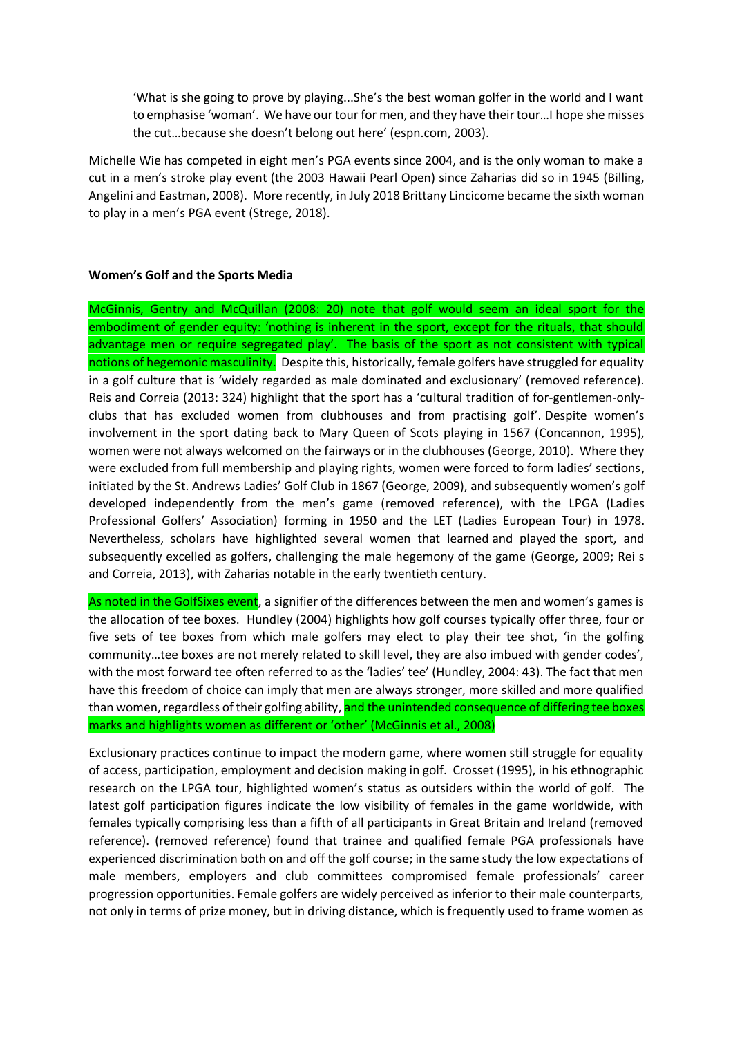> 'What is she going to prove by playing...She's the best woman golfer in the world and I want to emphasise 'woman'. We have our tour for men, and they have their tour…I hope she misses the cut…because she doesn't belong out here' (espn.com, 2003).

Michelle Wie has competed in eight men's PGA events since 2004, and is the only woman to make a cut in a men's stroke play event (the 2003 Hawaii Pearl Open) since Zaharias did so in 1945 (Billing, Angelini and Eastman, 2008). More recently, in July 2018 Brittany Lincicome became the sixth woman to play in a men's PGA event (Strege, 2018).

**Women's Golf and the Sports Media**

McGinnis, Gentry and McQuillan (2008: 20) note that golf would seem an ideal sport for the embodiment of gender equity: 'nothing is inherent in the sport, except for the rituals, that should advantage men or require segregated play'. The basis of the sport as not consistent with typical notions of hegemonic masculinity. Despite this, historically, female golfers have struggled for equality in a golf culture that is 'widely regarded as male dominated and exclusionary' (removed reference). Reis and Correia (2013: 324) highlight that the sport has a 'cultural tradition of for-gentlemen-only-clubs that has excluded women from clubhouses and from practising golf'. Despite women's involvement in the sport dating back to Mary Queen of Scots playing in 1567 (Concannon, 1995), women were not always welcomed on the fairways or in the clubhouses (George, 2010). Where they were excluded from full membership and playing rights, women were forced to form ladies' sections, initiated by the St. Andrews Ladies' Golf Club in 1867 (George, 2009), and subsequently women's golf developed independently from the men's game (removed reference), with the LPGA (Ladies Professional Golfers' Association) forming in 1950 and the LET (Ladies European Tour) in 1978. Nevertheless, scholars have highlighted several women that learned and played the sport, and subsequently excelled as golfers, challenging the male hegemony of the game (George, 2009; Rei s and Correia, 2013), with Zaharias notable in the early twentieth century.

As noted in the GolfSixes event, a signifier of the differences between the men and women's games is the allocation of tee boxes. Hundley (2004) highlights how golf courses typically offer three, four or five sets of tee boxes from which male golfers may elect to play their tee shot, 'in the golfing community…tee boxes are not merely related to skill level, they are also imbued with gender codes', with the most forward tee often referred to as the 'ladies' tee' (Hundley, 2004: 43). The fact that men have this freedom of choice can imply that men are always stronger, more skilled and more qualified than women, regardless of their golfing ability, and the unintended consequence of differing tee boxes marks and highlights women as different or 'other' (McGinnis et al., 2008)

Exclusionary practices continue to impact the modern game, where women still struggle for equality of access, participation, employment and decision making in golf. Crosset (1995), in his ethnographic research on the LPGA tour, highlighted women's status as outsiders within the world of golf. The latest golf participation figures indicate the low visibility of females in the game worldwide, with females typically comprising less than a fifth of all participants in Great Britain and Ireland (removed reference). (removed reference) found that trainee and qualified female PGA professionals have experienced discrimination both on and off the golf course; in the same study the low expectations of male members, employers and club committees compromised female professionals' career progression opportunities. Female golfers are widely perceived as inferior to their male counterparts, not only in terms of prize money, but in driving distance, which is frequently used to frame women as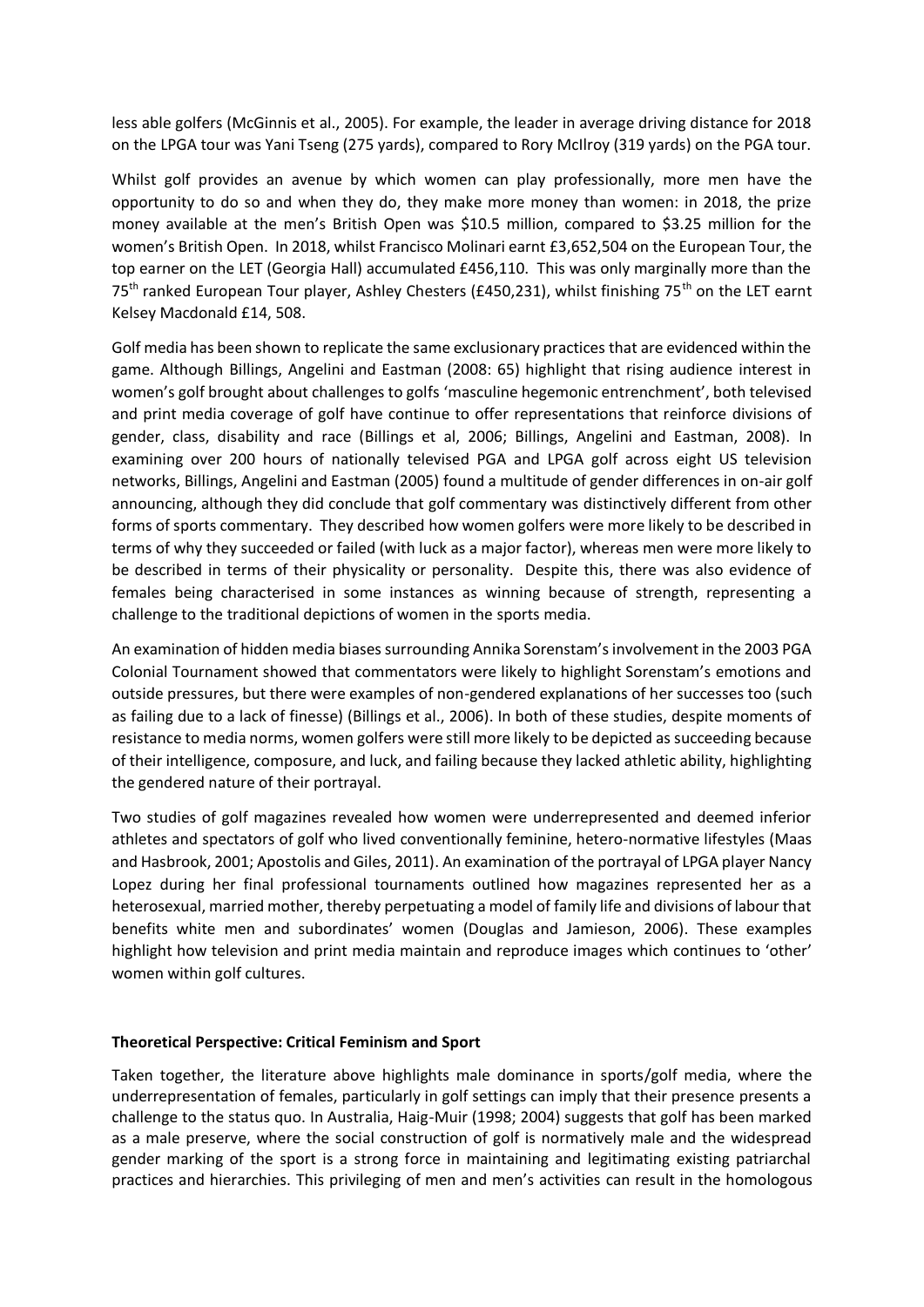less able golfers (McGinnis et al., 2005). For example, the leader in average driving distance for 2018 on the LPGA tour was Yani Tseng (275 yards), compared to Rory McIlroy (319 yards) on the PGA tour.

Whilst golf provides an avenue by which women can play professionally, more men have the opportunity to do so and when they do, they make more money than women: in 2018, the prize money available at the men's British Open was $10.5 million, compared to $3.25 million for the women's British Open. In 2018, whilst Francisco Molinari earnt £3,652,504 on the European Tour, the top earner on the LET (Georgia Hall) accumulated £456,110. This was only marginally more than the 75th ranked European Tour player, Ashley Chesters (£450,231), whilst finishing 75th on the LET earnt Kelsey Macdonald £14, 508.

Golf media has been shown to replicate the same exclusionary practices that are evidenced within the game. Although Billings, Angelini and Eastman (2008: 65) highlight that rising audience interest in women's golf brought about challenges to golfs 'masculine hegemonic entrenchment', both televised and print media coverage of golf have continue to offer representations that reinforce divisions of gender, class, disability and race (Billings et al, 2006; Billings, Angelini and Eastman, 2008). In examining over 200 hours of nationally televised PGA and LPGA golf across eight US television networks, Billings, Angelini and Eastman (2005) found a multitude of gender differences in on-air golf announcing, although they did conclude that golf commentary was distinctively different from other forms of sports commentary. They described how women golfers were more likely to be described in terms of why they succeeded or failed (with luck as a major factor), whereas men were more likely to be described in terms of their physicality or personality. Despite this, there was also evidence of females being characterised in some instances as winning because of strength, representing a challenge to the traditional depictions of women in the sports media.

An examination of hidden media biases surrounding Annika Sorenstam's involvement in the 2003 PGA Colonial Tournament showed that commentators were likely to highlight Sorenstam's emotions and outside pressures, but there were examples of non-gendered explanations of her successes too (such as failing due to a lack of finesse) (Billings et al., 2006). In both of these studies, despite moments of resistance to media norms, women golfers were still more likely to be depicted as succeeding because of their intelligence, composure, and luck, and failing because they lacked athletic ability, highlighting the gendered nature of their portrayal.

Two studies of golf magazines revealed how women were underrepresented and deemed inferior athletes and spectators of golf who lived conventionally feminine, hetero-normative lifestyles (Maas and Hasbrook, 2001; Apostolis and Giles, 2011). An examination of the portrayal of LPGA player Nancy Lopez during her final professional tournaments outlined how magazines represented her as a heterosexual, married mother, thereby perpetuating a model of family life and divisions of labour that benefits white men and subordinates' women (Douglas and Jamieson, 2006). These examples highlight how television and print media maintain and reproduce images which continues to 'other' women within golf cultures.

**Theoretical Perspective: Critical Feminism and Sport**

Taken together, the literature above highlights male dominance in sports/golf media, where the underrepresentation of females, particularly in golf settings can imply that their presence presents a challenge to the status quo. In Australia, Haig-Muir (1998; 2004) suggests that golf has been marked as a male preserve, where the social construction of golf is normatively male and the widespread gender marking of the sport is a strong force in maintaining and legitimating existing patriarchal practices and hierarchies. This privileging of men and men's activities can result in the homologous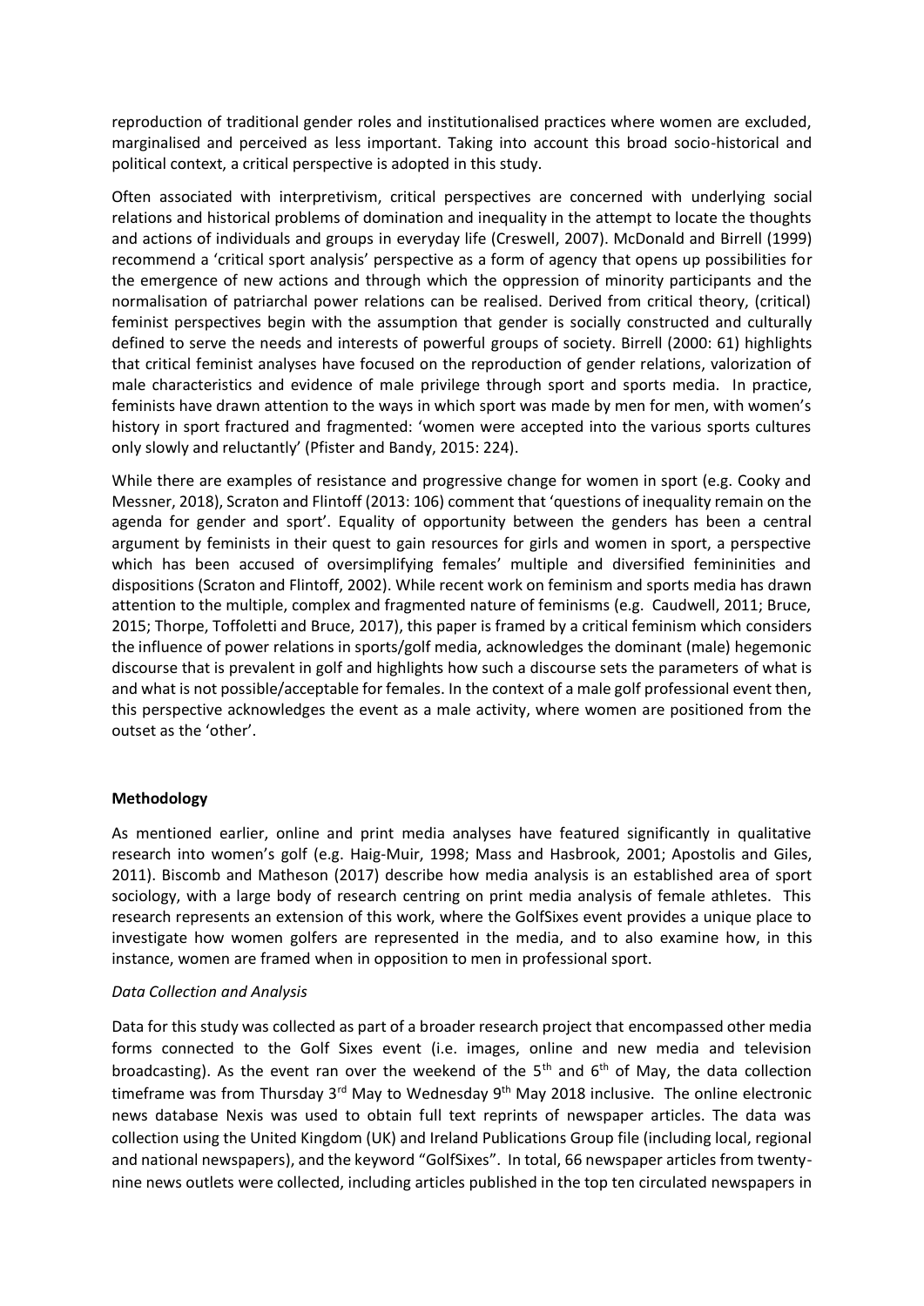reproduction of traditional gender roles and institutionalised practices where women are excluded, marginalised and perceived as less important. Taking into account this broad socio-historical and political context, a critical perspective is adopted in this study.

Often associated with interpretivism, critical perspectives are concerned with underlying social relations and historical problems of domination and inequality in the attempt to locate the thoughts and actions of individuals and groups in everyday life (Creswell, 2007). McDonald and Birrell (1999) recommend a 'critical sport analysis' perspective as a form of agency that opens up possibilities for the emergence of new actions and through which the oppression of minority participants and the normalisation of patriarchal power relations can be realised. Derived from critical theory, (critical) feminist perspectives begin with the assumption that gender is socially constructed and culturally defined to serve the needs and interests of powerful groups of society. Birrell (2000: 61) highlights that critical feminist analyses have focused on the reproduction of gender relations, valorization of male characteristics and evidence of male privilege through sport and sports media. In practice, feminists have drawn attention to the ways in which sport was made by men for men, with women's history in sport fractured and fragmented: 'women were accepted into the various sports cultures only slowly and reluctantly' (Pfister and Bandy, 2015: 224).

While there are examples of resistance and progressive change for women in sport (e.g. Cooky and Messner, 2018), Scraton and Flintoff (2013: 106) comment that 'questions of inequality remain on the agenda for gender and sport'. Equality of opportunity between the genders has been a central argument by feminists in their quest to gain resources for girls and women in sport, a perspective which has been accused of oversimplifying females' multiple and diversified femininities and dispositions (Scraton and Flintoff, 2002). While recent work on feminism and sports media has drawn attention to the multiple, complex and fragmented nature of feminisms (e.g. Caudwell, 2011; Bruce, 2015; Thorpe, Toffoletti and Bruce, 2017), this paper is framed by a critical feminism which considers the influence of power relations in sports/golf media, acknowledges the dominant (male) hegemonic discourse that is prevalent in golf and highlights how such a discourse sets the parameters of what is and what is not possible/acceptable for females. In the context of a male golf professional event then, this perspective acknowledges the event as a male activity, where women are positioned from the outset as the 'other'.

## Methodology

As mentioned earlier, online and print media analyses have featured significantly in qualitative research into women's golf (e.g. Haig-Muir, 1998; Mass and Hasbrook, 2001; Apostolis and Giles, 2011). Biscomb and Matheson (2017) describe how media analysis is an established area of sport sociology, with a large body of research centring on print media analysis of female athletes. This research represents an extension of this work, where the GolfSixes event provides a unique place to investigate how women golfers are represented in the media, and to also examine how, in this instance, women are framed when in opposition to men in professional sport.

### *Data Collection and Analysis*

Data for this study was collected as part of a broader research project that encompassed other media forms connected to the Golf Sixes event (i.e. images, online and new media and television broadcasting). As the event ran over the weekend of the 5th and 6th of May, the data collection timeframe was from Thursday 3rd May to Wednesday 9th May 2018 inclusive. The online electronic news database Nexis was used to obtain full text reprints of newspaper articles. The data was collection using the United Kingdom (UK) and Ireland Publications Group file (including local, regional and national newspapers), and the keyword "GolfSixes". In total, 66 newspaper articles from twenty-nine news outlets were collected, including articles published in the top ten circulated newspapers in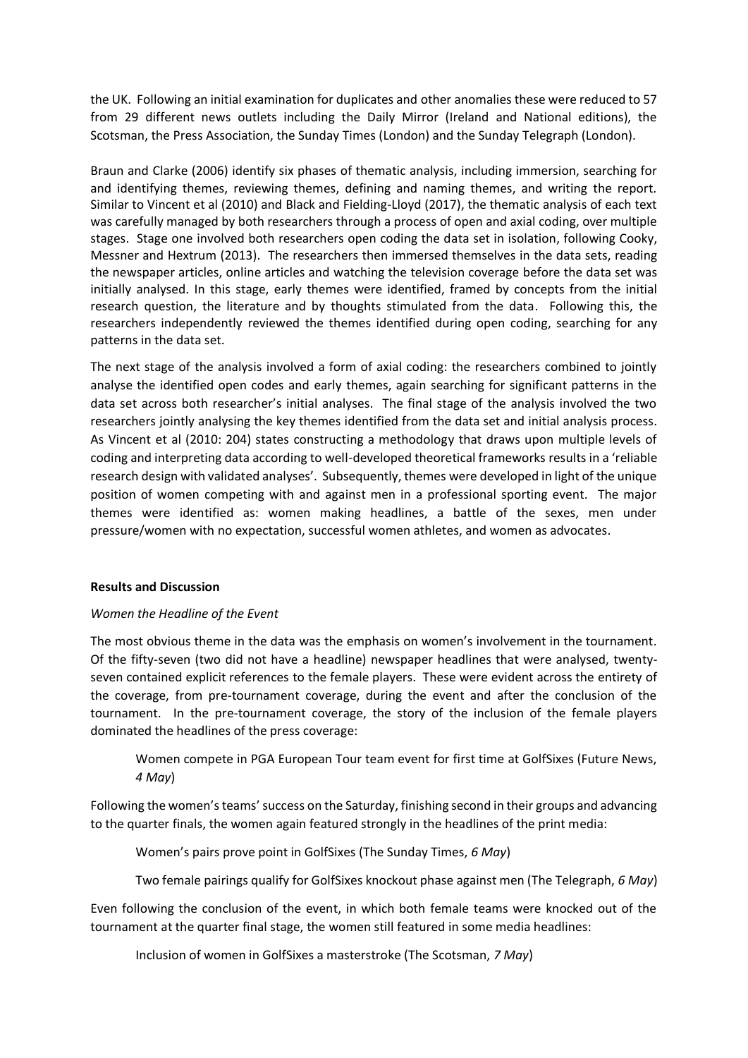the UK. Following an initial examination for duplicates and other anomalies these were reduced to 57 from 29 different news outlets including the Daily Mirror (Ireland and National editions), the Scotsman, the Press Association, the Sunday Times (London) and the Sunday Telegraph (London).

Braun and Clarke (2006) identify six phases of thematic analysis, including immersion, searching for and identifying themes, reviewing themes, defining and naming themes, and writing the report. Similar to Vincent et al (2010) and Black and Fielding-Lloyd (2017), the thematic analysis of each text was carefully managed by both researchers through a process of open and axial coding, over multiple stages. Stage one involved both researchers open coding the data set in isolation, following Cooky, Messner and Hextrum (2013). The researchers then immersed themselves in the data sets, reading the newspaper articles, online articles and watching the television coverage before the data set was initially analysed. In this stage, early themes were identified, framed by concepts from the initial research question, the literature and by thoughts stimulated from the data. Following this, the researchers independently reviewed the themes identified during open coding, searching for any patterns in the data set.

The next stage of the analysis involved a form of axial coding: the researchers combined to jointly analyse the identified open codes and early themes, again searching for significant patterns in the data set across both researcher's initial analyses. The final stage of the analysis involved the two researchers jointly analysing the key themes identified from the data set and initial analysis process. As Vincent et al (2010: 204) states constructing a methodology that draws upon multiple levels of coding and interpreting data according to well-developed theoretical frameworks results in a 'reliable research design with validated analyses'. Subsequently, themes were developed in light of the unique position of women competing with and against men in a professional sporting event. The major themes were identified as: women making headlines, a battle of the sexes, men under pressure/women with no expectation, successful women athletes, and women as advocates.

## Results and Discussion

### *Women the Headline of the Event*

The most obvious theme in the data was the emphasis on women's involvement in the tournament. Of the fifty-seven (two did not have a headline) newspaper headlines that were analysed, twenty-seven contained explicit references to the female players. These were evident across the entirety of the coverage, from pre-tournament coverage, during the event and after the conclusion of the tournament. In the pre-tournament coverage, the story of the inclusion of the female players dominated the headlines of the press coverage:

> Women compete in PGA European Tour team event for first time at GolfSixes (Future News, *4 May*)

Following the women's teams' success on the Saturday, finishing second in their groups and advancing to the quarter finals, the women again featured strongly in the headlines of the print media:

> Women's pairs prove point in GolfSixes (The Sunday Times, *6 May*)
>
> Two female pairings qualify for GolfSixes knockout phase against men (The Telegraph, *6 May*)

Even following the conclusion of the event, in which both female teams were knocked out of the tournament at the quarter final stage, the women still featured in some media headlines:

> Inclusion of women in GolfSixes a masterstroke (The Scotsman, *7 May*)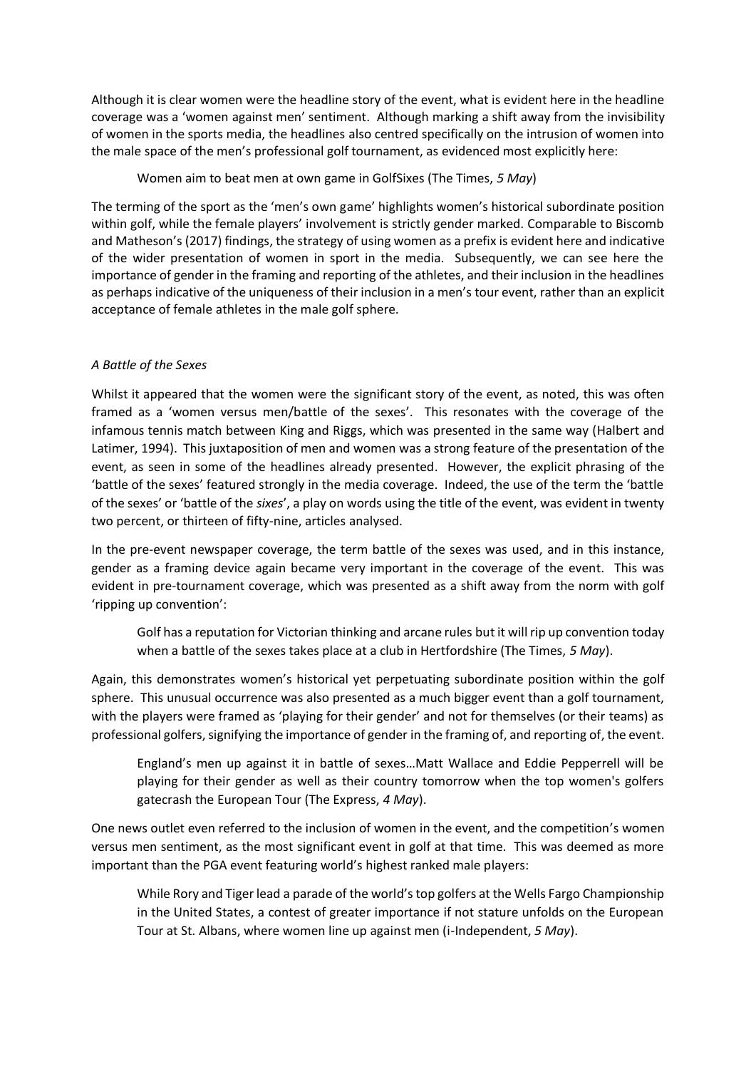Although it is clear women were the headline story of the event, what is evident here in the headline coverage was a 'women against men' sentiment. Although marking a shift away from the invisibility of women in the sports media, the headlines also centred specifically on the intrusion of women into the male space of the men's professional golf tournament, as evidenced most explicitly here:

> Women aim to beat men at own game in GolfSixes (The Times, *5 May*)

The terming of the sport as the 'men's own game' highlights women's historical subordinate position within golf, while the female players' involvement is strictly gender marked. Comparable to Biscomb and Matheson's (2017) findings, the strategy of using women as a prefix is evident here and indicative of the wider presentation of women in sport in the media. Subsequently, we can see here the importance of gender in the framing and reporting of the athletes, and their inclusion in the headlines as perhaps indicative of the uniqueness of their inclusion in a men's tour event, rather than an explicit acceptance of female athletes in the male golf sphere.

### *A Battle of the Sexes*

Whilst it appeared that the women were the significant story of the event, as noted, this was often framed as a 'women versus men/battle of the sexes'. This resonates with the coverage of the infamous tennis match between King and Riggs, which was presented in the same way (Halbert and Latimer, 1994). This juxtaposition of men and women was a strong feature of the presentation of the event, as seen in some of the headlines already presented. However, the explicit phrasing of the 'battle of the sexes' featured strongly in the media coverage. Indeed, the use of the term the 'battle of the sexes' or 'battle of the *sixes*', a play on words using the title of the event, was evident in twenty two percent, or thirteen of fifty-nine, articles analysed.

In the pre-event newspaper coverage, the term battle of the sexes was used, and in this instance, gender as a framing device again became very important in the coverage of the event. This was evident in pre-tournament coverage, which was presented as a shift away from the norm with golf 'ripping up convention':

> Golf has a reputation for Victorian thinking and arcane rules but it will rip up convention today when a battle of the sexes takes place at a club in Hertfordshire (The Times, *5 May*).

Again, this demonstrates women's historical yet perpetuating subordinate position within the golf sphere. This unusual occurrence was also presented as a much bigger event than a golf tournament, with the players were framed as 'playing for their gender' and not for themselves (or their teams) as professional golfers, signifying the importance of gender in the framing of, and reporting of, the event.

> England's men up against it in battle of sexes…Matt Wallace and Eddie Pepperrell will be playing for their gender as well as their country tomorrow when the top women's golfers gatecrash the European Tour (The Express, *4 May*).

One news outlet even referred to the inclusion of women in the event, and the competition's women versus men sentiment, as the most significant event in golf at that time. This was deemed as more important than the PGA event featuring world's highest ranked male players:

> While Rory and Tiger lead a parade of the world's top golfers at the Wells Fargo Championship in the United States, a contest of greater importance if not stature unfolds on the European Tour at St. Albans, where women line up against men (i-Independent, *5 May*).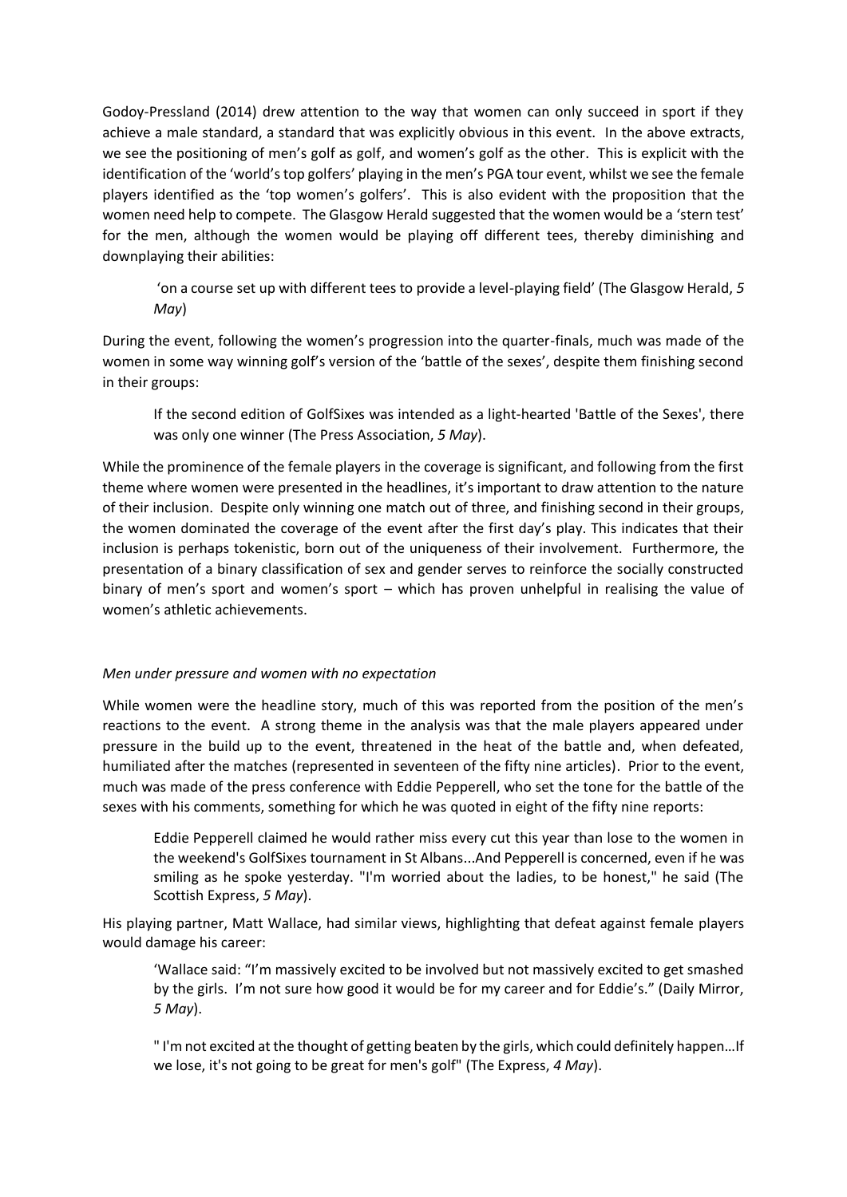Godoy-Pressland (2014) drew attention to the way that women can only succeed in sport if they achieve a male standard, a standard that was explicitly obvious in this event. In the above extracts, we see the positioning of men's golf as golf, and women's golf as the other. This is explicit with the identification of the 'world's top golfers' playing in the men's PGA tour event, whilst we see the female players identified as the 'top women's golfers'. This is also evident with the proposition that the women need help to compete. The Glasgow Herald suggested that the women would be a 'stern test' for the men, although the women would be playing off different tees, thereby diminishing and downplaying their abilities:

> 'on a course set up with different tees to provide a level-playing field' (The Glasgow Herald, *5 May*)

During the event, following the women's progression into the quarter-finals, much was made of the women in some way winning golf's version of the 'battle of the sexes', despite them finishing second in their groups:

> If the second edition of GolfSixes was intended as a light-hearted 'Battle of the Sexes', there was only one winner (The Press Association, *5 May*).

While the prominence of the female players in the coverage is significant, and following from the first theme where women were presented in the headlines, it's important to draw attention to the nature of their inclusion. Despite only winning one match out of three, and finishing second in their groups, the women dominated the coverage of the event after the first day's play. This indicates that their inclusion is perhaps tokenistic, born out of the uniqueness of their involvement. Furthermore, the presentation of a binary classification of sex and gender serves to reinforce the socially constructed binary of men's sport and women's sport – which has proven unhelpful in realising the value of women's athletic achievements.

*Men under pressure and women with no expectation*

While women were the headline story, much of this was reported from the position of the men's reactions to the event. A strong theme in the analysis was that the male players appeared under pressure in the build up to the event, threatened in the heat of the battle and, when defeated, humiliated after the matches (represented in seventeen of the fifty nine articles). Prior to the event, much was made of the press conference with Eddie Pepperell, who set the tone for the battle of the sexes with his comments, something for which he was quoted in eight of the fifty nine reports:

> Eddie Pepperell claimed he would rather miss every cut this year than lose to the women in the weekend's GolfSixes tournament in St Albans...And Pepperell is concerned, even if he was smiling as he spoke yesterday. "I'm worried about the ladies, to be honest," he said (The Scottish Express, *5 May*).

His playing partner, Matt Wallace, had similar views, highlighting that defeat against female players would damage his career:

> 'Wallace said: "I'm massively excited to be involved but not massively excited to get smashed by the girls. I'm not sure how good it would be for my career and for Eddie's." (Daily Mirror, *5 May*).

> " I'm not excited at the thought of getting beaten by the girls, which could definitely happen…If we lose, it's not going to be great for men's golf" (The Express, *4 May*).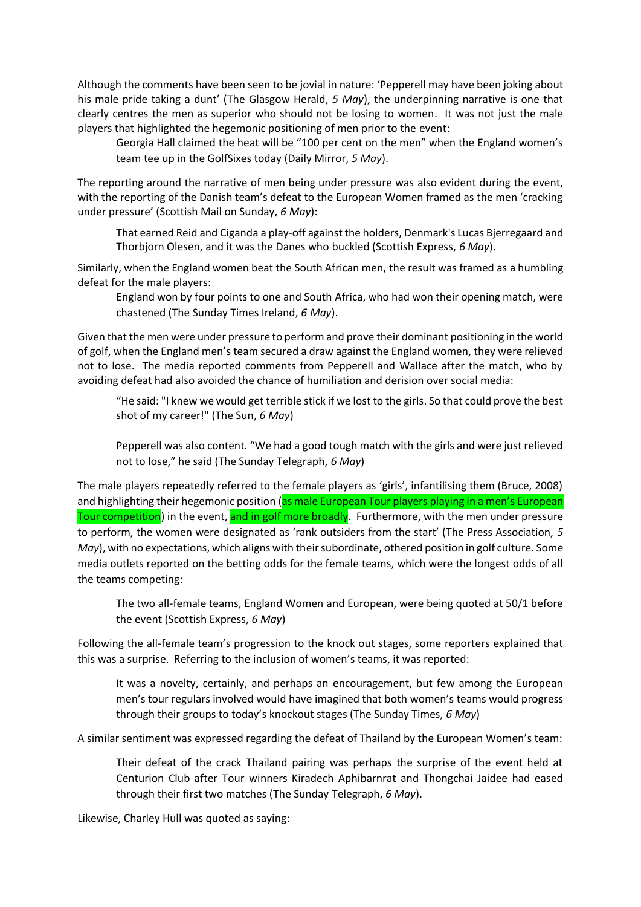Although the comments have been seen to be jovial in nature: 'Pepperell may have been joking about his male pride taking a dunt' (The Glasgow Herald, *5 May*), the underpinning narrative is one that clearly centres the men as superior who should not be losing to women. It was not just the male players that highlighted the hegemonic positioning of men prior to the event:

> Georgia Hall claimed the heat will be "100 per cent on the men" when the England women's team tee up in the GolfSixes today (Daily Mirror, *5 May*).

The reporting around the narrative of men being under pressure was also evident during the event, with the reporting of the Danish team's defeat to the European Women framed as the men 'cracking under pressure' (Scottish Mail on Sunday, *6 May*):

> That earned Reid and Ciganda a play-off against the holders, Denmark's Lucas Bjerregaard and Thorbjorn Olesen, and it was the Danes who buckled (Scottish Express, *6 May*).

Similarly, when the England women beat the South African men, the result was framed as a humbling defeat for the male players:

> England won by four points to one and South Africa, who had won their opening match, were chastened (The Sunday Times Ireland, *6 May*).

Given that the men were under pressure to perform and prove their dominant positioning in the world of golf, when the England men's team secured a draw against the England women, they were relieved not to lose. The media reported comments from Pepperell and Wallace after the match, who by avoiding defeat had also avoided the chance of humiliation and derision over social media:

> "He said: "I knew we would get terrible stick if we lost to the girls. So that could prove the best shot of my career!" (The Sun, *6 May*)
>
> Pepperell was also content. "We had a good tough match with the girls and were just relieved not to lose," he said (The Sunday Telegraph, *6 May*)

The male players repeatedly referred to the female players as 'girls', infantilising them (Bruce, 2008) and highlighting their hegemonic position (as male European Tour players playing in a men's European Tour competition) in the event, and in golf more broadly. Furthermore, with the men under pressure to perform, the women were designated as 'rank outsiders from the start' (The Press Association, *5 May*), with no expectations, which aligns with their subordinate, othered position in golf culture. Some media outlets reported on the betting odds for the female teams, which were the longest odds of all the teams competing:

> The two all-female teams, England Women and European, were being quoted at 50/1 before the event (Scottish Express, *6 May*)

Following the all-female team's progression to the knock out stages, some reporters explained that this was a surprise. Referring to the inclusion of women's teams, it was reported:

> It was a novelty, certainly, and perhaps an encouragement, but few among the European men's tour regulars involved would have imagined that both women's teams would progress through their groups to today's knockout stages (The Sunday Times, *6 May*)

A similar sentiment was expressed regarding the defeat of Thailand by the European Women's team:

> Their defeat of the crack Thailand pairing was perhaps the surprise of the event held at Centurion Club after Tour winners Kiradech Aphibarnrat and Thongchai Jaidee had eased through their first two matches (The Sunday Telegraph, *6 May*).

Likewise, Charley Hull was quoted as saying: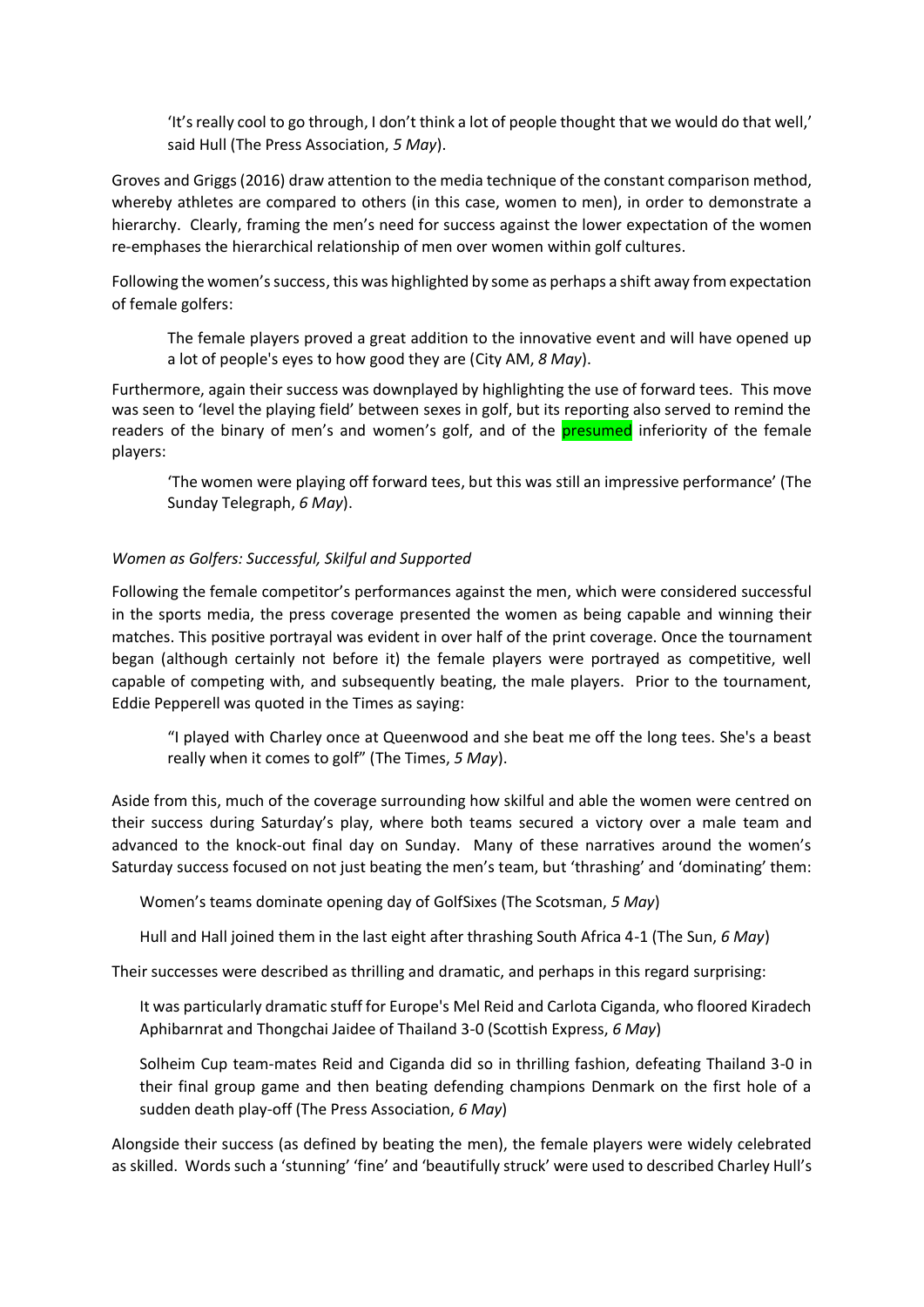> 'It's really cool to go through, I don't think a lot of people thought that we would do that well,' said Hull (The Press Association, *5 May*).

Groves and Griggs (2016) draw attention to the media technique of the constant comparison method, whereby athletes are compared to others (in this case, women to men), in order to demonstrate a hierarchy. Clearly, framing the men's need for success against the lower expectation of the women re-emphases the hierarchical relationship of men over women within golf cultures.

Following the women's success, this was highlighted by some as perhaps a shift away from expectation of female golfers:

> The female players proved a great addition to the innovative event and will have opened up a lot of people's eyes to how good they are (City AM, *8 May*).

Furthermore, again their success was downplayed by highlighting the use of forward tees. This move was seen to 'level the playing field' between sexes in golf, but its reporting also served to remind the readers of the binary of men's and women's golf, and of the presumed inferiority of the female players:

> 'The women were playing off forward tees, but this was still an impressive performance' (The Sunday Telegraph, *6 May*).

*Women as Golfers: Successful, Skilful and Supported*

Following the female competitor's performances against the men, which were considered successful in the sports media, the press coverage presented the women as being capable and winning their matches. This positive portrayal was evident in over half of the print coverage. Once the tournament began (although certainly not before it) the female players were portrayed as competitive, well capable of competing with, and subsequently beating, the male players. Prior to the tournament, Eddie Pepperell was quoted in the Times as saying:

> "I played with Charley once at Queenwood and she beat me off the long tees. She's a beast really when it comes to golf" (The Times, *5 May*).

Aside from this, much of the coverage surrounding how skilful and able the women were centred on their success during Saturday's play, where both teams secured a victory over a male team and advanced to the knock-out final day on Sunday. Many of these narratives around the women's Saturday success focused on not just beating the men's team, but 'thrashing' and 'dominating' them:

> Women's teams dominate opening day of GolfSixes (The Scotsman, *5 May*)
>
> Hull and Hall joined them in the last eight after thrashing South Africa 4-1 (The Sun, *6 May*)

Their successes were described as thrilling and dramatic, and perhaps in this regard surprising:

> It was particularly dramatic stuff for Europe's Mel Reid and Carlota Ciganda, who floored Kiradech Aphibarnrat and Thongchai Jaidee of Thailand 3-0 (Scottish Express, *6 May*)
>
> Solheim Cup team-mates Reid and Ciganda did so in thrilling fashion, defeating Thailand 3-0 in their final group game and then beating defending champions Denmark on the first hole of a sudden death play-off (The Press Association, *6 May*)

Alongside their success (as defined by beating the men), the female players were widely celebrated as skilled. Words such a 'stunning' 'fine' and 'beautifully struck' were used to described Charley Hull's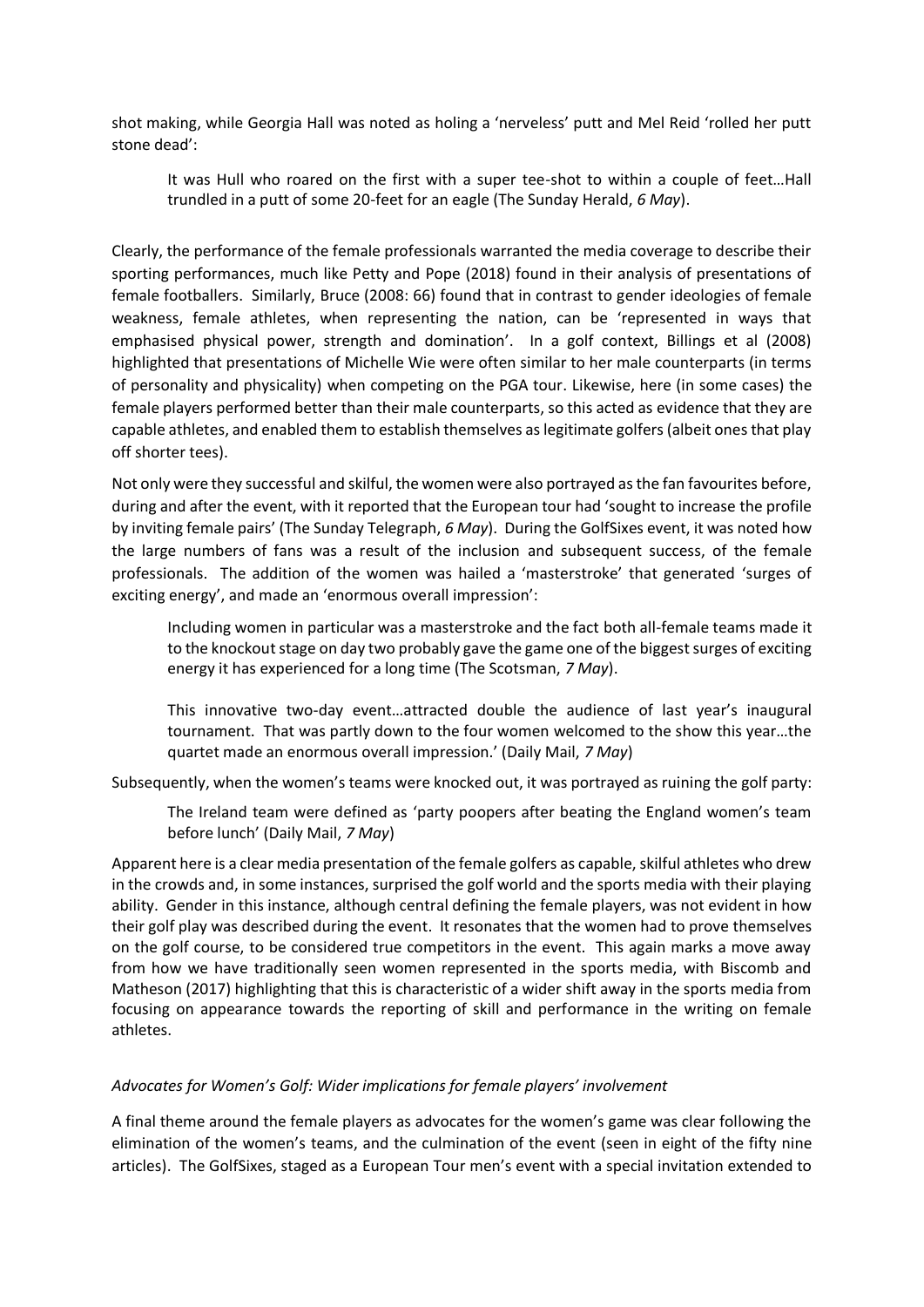shot making, while Georgia Hall was noted as holing a 'nerveless' putt and Mel Reid 'rolled her putt stone dead':

> It was Hull who roared on the first with a super tee-shot to within a couple of feet…Hall trundled in a putt of some 20-feet for an eagle (The Sunday Herald, *6 May*).

Clearly, the performance of the female professionals warranted the media coverage to describe their sporting performances, much like Petty and Pope (2018) found in their analysis of presentations of female footballers. Similarly, Bruce (2008: 66) found that in contrast to gender ideologies of female weakness, female athletes, when representing the nation, can be 'represented in ways that emphasised physical power, strength and domination'. In a golf context, Billings et al (2008) highlighted that presentations of Michelle Wie were often similar to her male counterparts (in terms of personality and physicality) when competing on the PGA tour. Likewise, here (in some cases) the female players performed better than their male counterparts, so this acted as evidence that they are capable athletes, and enabled them to establish themselves as legitimate golfers (albeit ones that play off shorter tees).

Not only were they successful and skilful, the women were also portrayed as the fan favourites before, during and after the event, with it reported that the European tour had 'sought to increase the profile by inviting female pairs' (The Sunday Telegraph, *6 May*). During the GolfSixes event, it was noted how the large numbers of fans was a result of the inclusion and subsequent success, of the female professionals. The addition of the women was hailed a 'masterstroke' that generated 'surges of exciting energy', and made an 'enormous overall impression':

> Including women in particular was a masterstroke and the fact both all-female teams made it to the knockout stage on day two probably gave the game one of the biggest surges of exciting energy it has experienced for a long time (The Scotsman, *7 May*).

> This innovative two-day event…attracted double the audience of last year's inaugural tournament. That was partly down to the four women welcomed to the show this year…the quartet made an enormous overall impression.' (Daily Mail, *7 May*)

Subsequently, when the women's teams were knocked out, it was portrayed as ruining the golf party:

> The Ireland team were defined as 'party poopers after beating the England women's team before lunch' (Daily Mail, *7 May*)

Apparent here is a clear media presentation of the female golfers as capable, skilful athletes who drew in the crowds and, in some instances, surprised the golf world and the sports media with their playing ability. Gender in this instance, although central defining the female players, was not evident in how their golf play was described during the event. It resonates that the women had to prove themselves on the golf course, to be considered true competitors in the event. This again marks a move away from how we have traditionally seen women represented in the sports media, with Biscomb and Matheson (2017) highlighting that this is characteristic of a wider shift away in the sports media from focusing on appearance towards the reporting of skill and performance in the writing on female athletes.

### *Advocates for Women's Golf: Wider implications for female players' involvement*

A final theme around the female players as advocates for the women's game was clear following the elimination of the women's teams, and the culmination of the event (seen in eight of the fifty nine articles). The GolfSixes, staged as a European Tour men's event with a special invitation extended to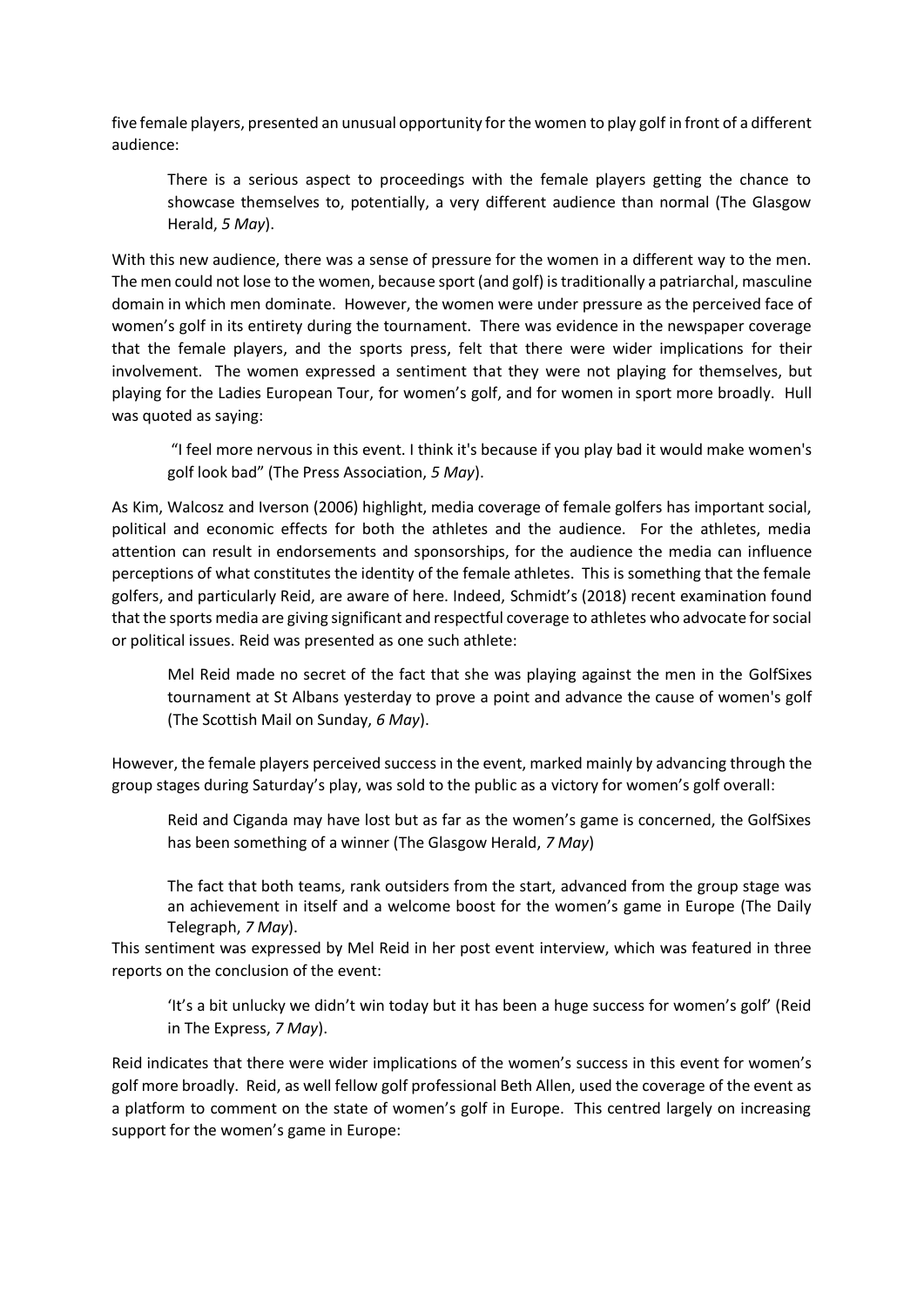five female players, presented an unusual opportunity for the women to play golf in front of a different audience:

> There is a serious aspect to proceedings with the female players getting the chance to showcase themselves to, potentially, a very different audience than normal (The Glasgow Herald, *5 May*).

With this new audience, there was a sense of pressure for the women in a different way to the men. The men could not lose to the women, because sport (and golf) is traditionally a patriarchal, masculine domain in which men dominate. However, the women were under pressure as the perceived face of women's golf in its entirety during the tournament. There was evidence in the newspaper coverage that the female players, and the sports press, felt that there were wider implications for their involvement. The women expressed a sentiment that they were not playing for themselves, but playing for the Ladies European Tour, for women's golf, and for women in sport more broadly. Hull was quoted as saying:

> "I feel more nervous in this event. I think it's because if you play bad it would make women's golf look bad" (The Press Association, *5 May*).

As Kim, Walcosz and Iverson (2006) highlight, media coverage of female golfers has important social, political and economic effects for both the athletes and the audience. For the athletes, media attention can result in endorsements and sponsorships, for the audience the media can influence perceptions of what constitutes the identity of the female athletes. This is something that the female golfers, and particularly Reid, are aware of here. Indeed, Schmidt's (2018) recent examination found that the sports media are giving significant and respectful coverage to athletes who advocate for social or political issues. Reid was presented as one such athlete:

> Mel Reid made no secret of the fact that she was playing against the men in the GolfSixes tournament at St Albans yesterday to prove a point and advance the cause of women's golf (The Scottish Mail on Sunday, *6 May*).

However, the female players perceived success in the event, marked mainly by advancing through the group stages during Saturday's play, was sold to the public as a victory for women's golf overall:

> Reid and Ciganda may have lost but as far as the women's game is concerned, the GolfSixes has been something of a winner (The Glasgow Herald, *7 May*)

> The fact that both teams, rank outsiders from the start, advanced from the group stage was an achievement in itself and a welcome boost for the women's game in Europe (The Daily Telegraph, *7 May*).

This sentiment was expressed by Mel Reid in her post event interview, which was featured in three reports on the conclusion of the event:

> 'It's a bit unlucky we didn't win today but it has been a huge success for women's golf' (Reid in The Express, *7 May*).

Reid indicates that there were wider implications of the women's success in this event for women's golf more broadly. Reid, as well fellow golf professional Beth Allen, used the coverage of the event as a platform to comment on the state of women's golf in Europe. This centred largely on increasing support for the women's game in Europe: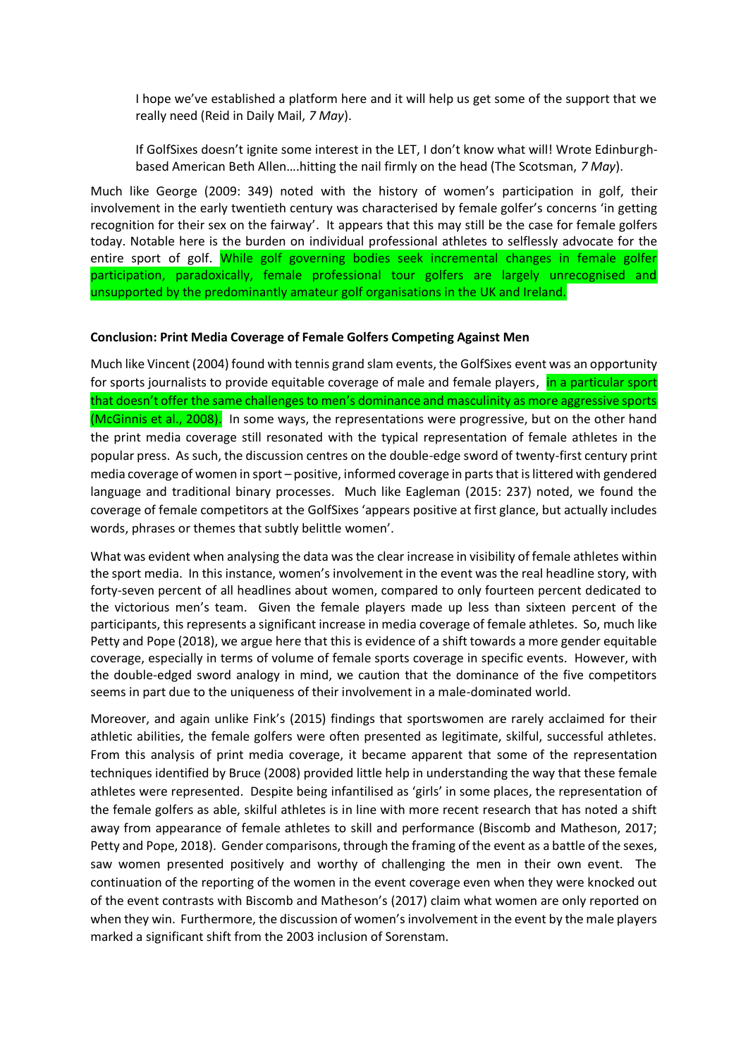> I hope we've established a platform here and it will help us get some of the support that we really need (Reid in Daily Mail, *7 May*).

> If GolfSixes doesn't ignite some interest in the LET, I don't know what will! Wrote Edinburgh-based American Beth Allen….hitting the nail firmly on the head (The Scotsman, *7 May*).

Much like George (2009: 349) noted with the history of women's participation in golf, their involvement in the early twentieth century was characterised by female golfer's concerns 'in getting recognition for their sex on the fairway'. It appears that this may still be the case for female golfers today. Notable here is the burden on individual professional athletes to selflessly advocate for the entire sport of golf. While golf governing bodies seek incremental changes in female golfer participation, paradoxically, female professional tour golfers are largely unrecognised and unsupported by the predominantly amateur golf organisations in the UK and Ireland.

**Conclusion: Print Media Coverage of Female Golfers Competing Against Men**

Much like Vincent (2004) found with tennis grand slam events, the GolfSixes event was an opportunity for sports journalists to provide equitable coverage of male and female players, in a particular sport that doesn't offer the same challenges to men's dominance and masculinity as more aggressive sports (McGinnis et al., 2008). In some ways, the representations were progressive, but on the other hand the print media coverage still resonated with the typical representation of female athletes in the popular press. As such, the discussion centres on the double-edge sword of twenty-first century print media coverage of women in sport – positive, informed coverage in parts that is littered with gendered language and traditional binary processes. Much like Eagleman (2015: 237) noted, we found the coverage of female competitors at the GolfSixes 'appears positive at first glance, but actually includes words, phrases or themes that subtly belittle women'.

What was evident when analysing the data was the clear increase in visibility of female athletes within the sport media. In this instance, women's involvement in the event was the real headline story, with forty-seven percent of all headlines about women, compared to only fourteen percent dedicated to the victorious men's team. Given the female players made up less than sixteen percent of the participants, this represents a significant increase in media coverage of female athletes. So, much like Petty and Pope (2018), we argue here that this is evidence of a shift towards a more gender equitable coverage, especially in terms of volume of female sports coverage in specific events. However, with the double-edged sword analogy in mind, we caution that the dominance of the five competitors seems in part due to the uniqueness of their involvement in a male-dominated world.

Moreover, and again unlike Fink's (2015) findings that sportswomen are rarely acclaimed for their athletic abilities, the female golfers were often presented as legitimate, skilful, successful athletes. From this analysis of print media coverage, it became apparent that some of the representation techniques identified by Bruce (2008) provided little help in understanding the way that these female athletes were represented. Despite being infantilised as 'girls' in some places, the representation of the female golfers as able, skilful athletes is in line with more recent research that has noted a shift away from appearance of female athletes to skill and performance (Biscomb and Matheson, 2017; Petty and Pope, 2018). Gender comparisons, through the framing of the event as a battle of the sexes, saw women presented positively and worthy of challenging the men in their own event. The continuation of the reporting of the women in the event coverage even when they were knocked out of the event contrasts with Biscomb and Matheson's (2017) claim what women are only reported on when they win. Furthermore, the discussion of women's involvement in the event by the male players marked a significant shift from the 2003 inclusion of Sorenstam.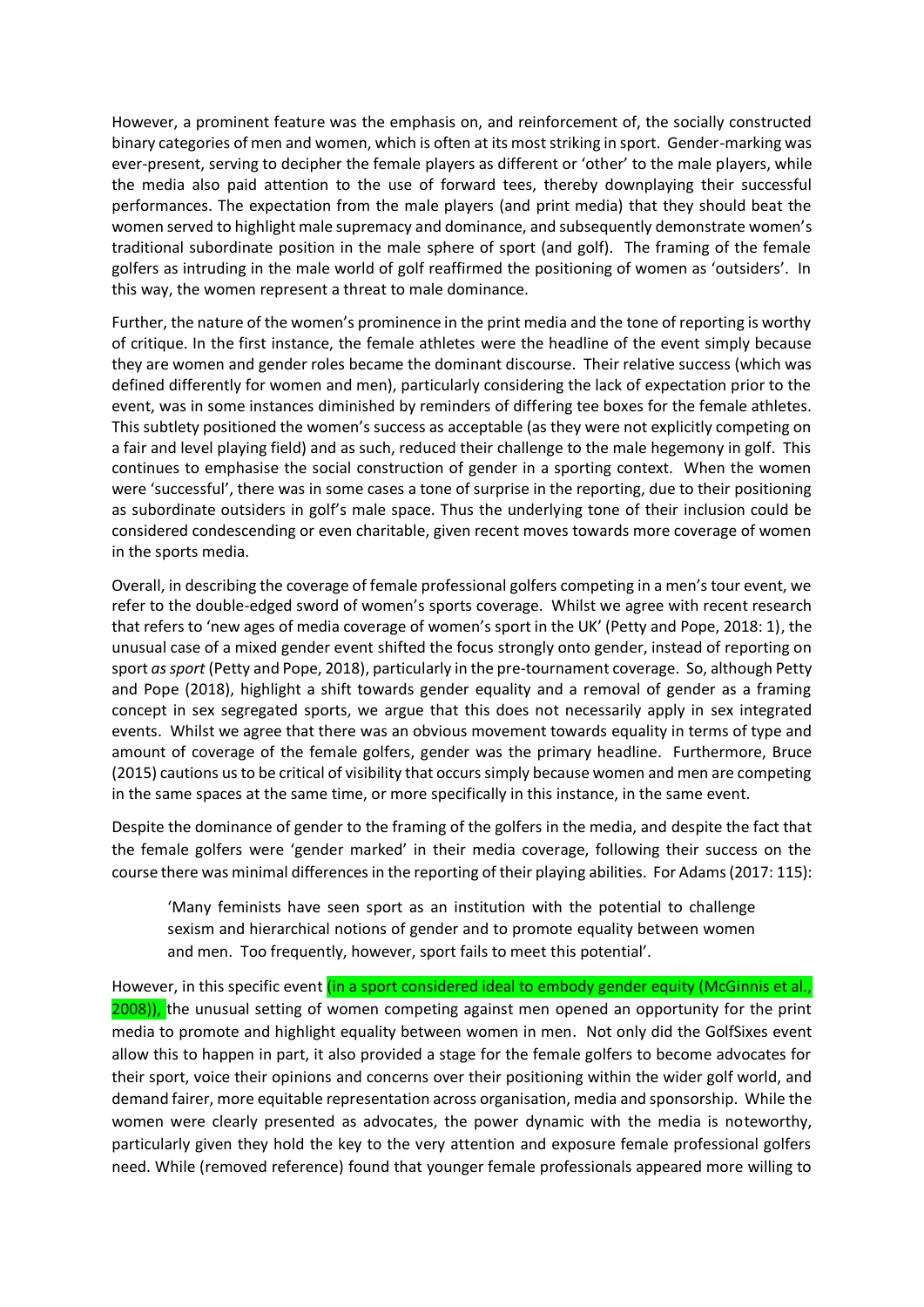However, a prominent feature was the emphasis on, and reinforcement of, the socially constructed binary categories of men and women, which is often at its most striking in sport. Gender-marking was ever-present, serving to decipher the female players as different or 'other' to the male players, while the media also paid attention to the use of forward tees, thereby downplaying their successful performances. The expectation from the male players (and print media) that they should beat the women served to highlight male supremacy and dominance, and subsequently demonstrate women's traditional subordinate position in the male sphere of sport (and golf). The framing of the female golfers as intruding in the male world of golf reaffirmed the positioning of women as 'outsiders'. In this way, the women represent a threat to male dominance.

Further, the nature of the women's prominence in the print media and the tone of reporting is worthy of critique. In the first instance, the female athletes were the headline of the event simply because they are women and gender roles became the dominant discourse. Their relative success (which was defined differently for women and men), particularly considering the lack of expectation prior to the event, was in some instances diminished by reminders of differing tee boxes for the female athletes. This subtlety positioned the women's success as acceptable (as they were not explicitly competing on a fair and level playing field) and as such, reduced their challenge to the male hegemony in golf. This continues to emphasise the social construction of gender in a sporting context. When the women were 'successful', there was in some cases a tone of surprise in the reporting, due to their positioning as subordinate outsiders in golf's male space. Thus the underlying tone of their inclusion could be considered condescending or even charitable, given recent moves towards more coverage of women in the sports media.

Overall, in describing the coverage of female professional golfers competing in a men's tour event, we refer to the double-edged sword of women's sports coverage. Whilst we agree with recent research that refers to 'new ages of media coverage of women's sport in the UK' (Petty and Pope, 2018: 1), the unusual case of a mixed gender event shifted the focus strongly onto gender, instead of reporting on sport *as sport* (Petty and Pope, 2018), particularly in the pre-tournament coverage. So, although Petty and Pope (2018), highlight a shift towards gender equality and a removal of gender as a framing concept in sex segregated sports, we argue that this does not necessarily apply in sex integrated events. Whilst we agree that there was an obvious movement towards equality in terms of type and amount of coverage of the female golfers, gender was the primary headline. Furthermore, Bruce (2015) cautions us to be critical of visibility that occurs simply because women and men are competing in the same spaces at the same time, or more specifically in this instance, in the same event.

Despite the dominance of gender to the framing of the golfers in the media, and despite the fact that the female golfers were 'gender marked' in their media coverage, following their success on the course there was minimal differences in the reporting of their playing abilities. For Adams (2017: 115):

> 'Many feminists have seen sport as an institution with the potential to challenge sexism and hierarchical notions of gender and to promote equality between women and men. Too frequently, however, sport fails to meet this potential'.

However, in this specific event (in a sport considered ideal to embody gender equity (McGinnis et al., 2008)), the unusual setting of women competing against men opened an opportunity for the print media to promote and highlight equality between women in men. Not only did the GolfSixes event allow this to happen in part, it also provided a stage for the female golfers to become advocates for their sport, voice their opinions and concerns over their positioning within the wider golf world, and demand fairer, more equitable representation across organisation, media and sponsorship. While the women were clearly presented as advocates, the power dynamic with the media is noteworthy, particularly given they hold the key to the very attention and exposure female professional golfers need. While (removed reference) found that younger female professionals appeared more willing to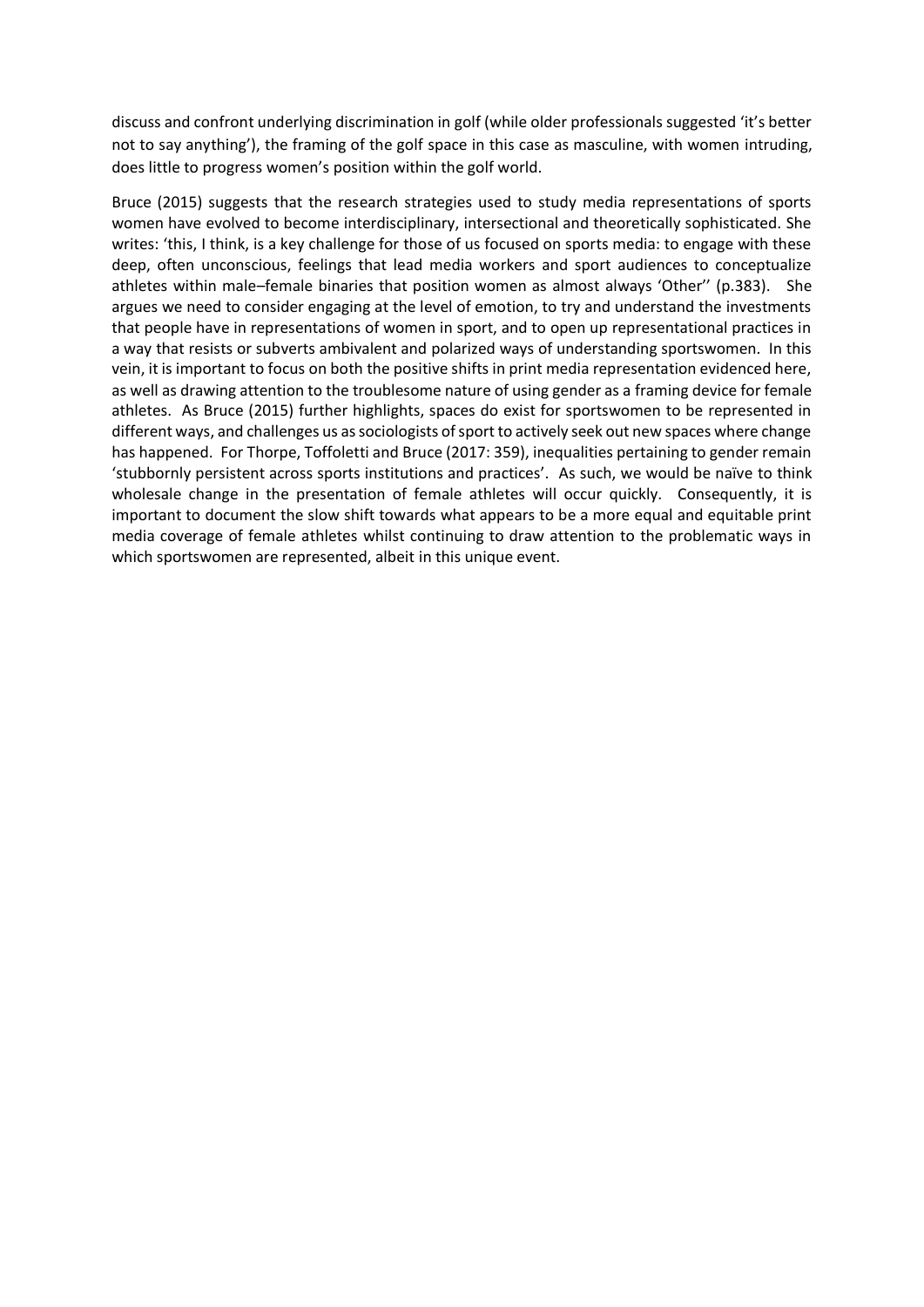discuss and confront underlying discrimination in golf (while older professionals suggested 'it's better not to say anything'), the framing of the golf space in this case as masculine, with women intruding, does little to progress women's position within the golf world.

Bruce (2015) suggests that the research strategies used to study media representations of sports women have evolved to become interdisciplinary, intersectional and theoretically sophisticated. She writes: 'this, I think, is a key challenge for those of us focused on sports media: to engage with these deep, often unconscious, feelings that lead media workers and sport audiences to conceptualize athletes within male–female binaries that position women as almost always 'Other'' (p.383). She argues we need to consider engaging at the level of emotion, to try and understand the investments that people have in representations of women in sport, and to open up representational practices in a way that resists or subverts ambivalent and polarized ways of understanding sportswomen. In this vein, it is important to focus on both the positive shifts in print media representation evidenced here, as well as drawing attention to the troublesome nature of using gender as a framing device for female athletes. As Bruce (2015) further highlights, spaces do exist for sportswomen to be represented in different ways, and challenges us as sociologists of sport to actively seek out new spaces where change has happened. For Thorpe, Toffoletti and Bruce (2017: 359), inequalities pertaining to gender remain 'stubbornly persistent across sports institutions and practices'. As such, we would be naïve to think wholesale change in the presentation of female athletes will occur quickly. Consequently, it is important to document the slow shift towards what appears to be a more equal and equitable print media coverage of female athletes whilst continuing to draw attention to the problematic ways in which sportswomen are represented, albeit in this unique event.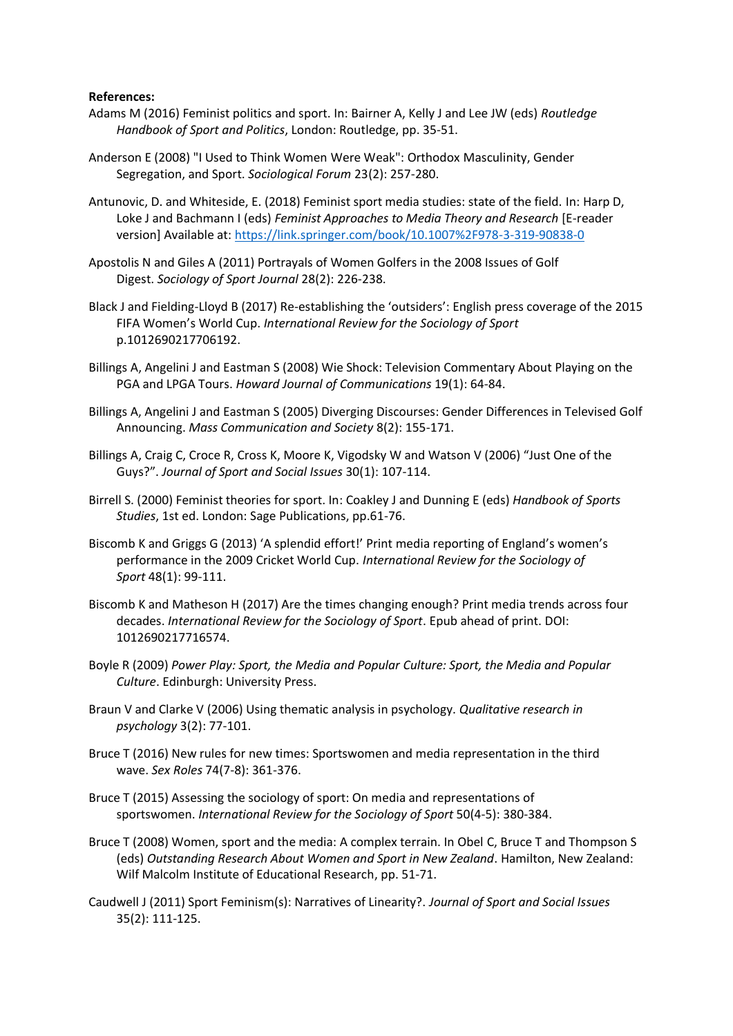**References:**

Adams M (2016) Feminist politics and sport. In: Bairner A, Kelly J and Lee JW (eds) *Routledge Handbook of Sport and Politics*, London: Routledge, pp. 35-51.

Anderson E (2008) "I Used to Think Women Were Weak": Orthodox Masculinity, Gender Segregation, and Sport. *Sociological Forum* 23(2): 257-280.

Antunovic, D. and Whiteside, E. (2018) Feminist sport media studies: state of the field. In: Harp D, Loke J and Bachmann I (eds) *Feminist Approaches to Media Theory and Research* [E-reader version] Available at: https://link.springer.com/book/10.1007%2F978-3-319-90838-0

Apostolis N and Giles A (2011) Portrayals of Women Golfers in the 2008 Issues of Golf Digest. *Sociology of Sport Journal* 28(2): 226-238.

Black J and Fielding-Lloyd B (2017) Re-establishing the 'outsiders': English press coverage of the 2015 FIFA Women's World Cup. *International Review for the Sociology of Sport* p.1012690217706192.

Billings A, Angelini J and Eastman S (2008) Wie Shock: Television Commentary About Playing on the PGA and LPGA Tours. *Howard Journal of Communications* 19(1): 64-84.

Billings A, Angelini J and Eastman S (2005) Diverging Discourses: Gender Differences in Televised Golf Announcing. *Mass Communication and Society* 8(2): 155-171.

Billings A, Craig C, Croce R, Cross K, Moore K, Vigodsky W and Watson V (2006) "Just One of the Guys?". *Journal of Sport and Social Issues* 30(1): 107-114.

Birrell S. (2000) Feminist theories for sport. In: Coakley J and Dunning E (eds) *Handbook of Sports Studies*, 1st ed. London: Sage Publications, pp.61-76.

Biscomb K and Griggs G (2013) 'A splendid effort!' Print media reporting of England's women's performance in the 2009 Cricket World Cup. *International Review for the Sociology of Sport* 48(1): 99-111.

Biscomb K and Matheson H (2017) Are the times changing enough? Print media trends across four decades. *International Review for the Sociology of Sport*. Epub ahead of print. DOI: 1012690217716574.

Boyle R (2009) *Power Play: Sport, the Media and Popular Culture: Sport, the Media and Popular Culture*. Edinburgh: University Press.

Braun V and Clarke V (2006) Using thematic analysis in psychology. *Qualitative research in psychology* 3(2): 77-101.

Bruce T (2016) New rules for new times: Sportswomen and media representation in the third wave. *Sex Roles* 74(7-8): 361-376.

Bruce T (2015) Assessing the sociology of sport: On media and representations of sportswomen. *International Review for the Sociology of Sport* 50(4-5): 380-384.

Bruce T (2008) Women, sport and the media: A complex terrain. In Obel C, Bruce T and Thompson S (eds) *Outstanding Research About Women and Sport in New Zealand*. Hamilton, New Zealand: Wilf Malcolm Institute of Educational Research, pp. 51-71.

Caudwell J (2011) Sport Feminism(s): Narratives of Linearity?. *Journal of Sport and Social Issues* 35(2): 111-125.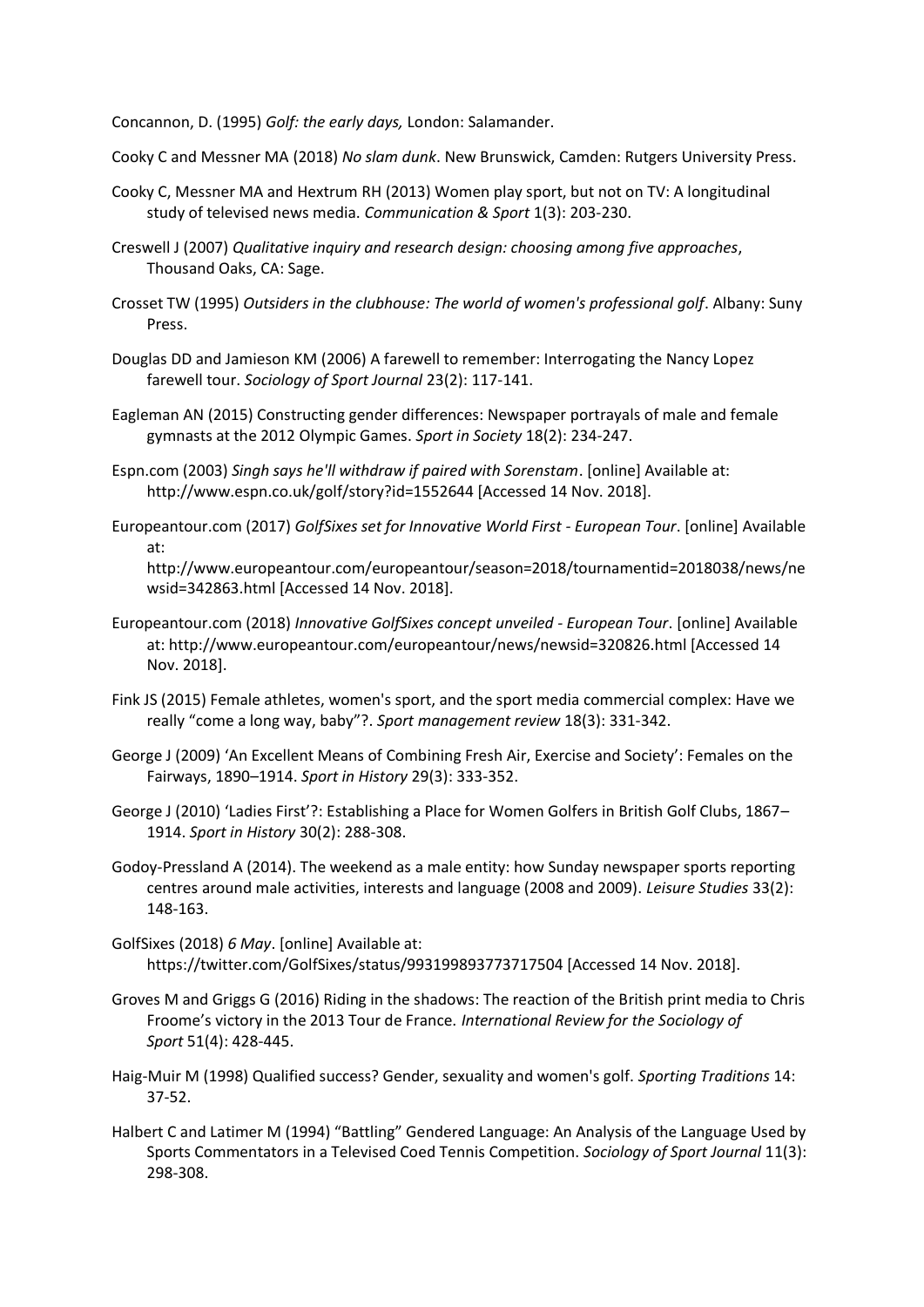Concannon, D. (1995) *Golf: the early days,* London: Salamander.

Cooky C and Messner MA (2018) *No slam dunk*. New Brunswick, Camden: Rutgers University Press.

Cooky C, Messner MA and Hextrum RH (2013) Women play sport, but not on TV: A longitudinal study of televised news media. *Communication & Sport* 1(3): 203-230.

Creswell J (2007) *Qualitative inquiry and research design: choosing among five approaches*, Thousand Oaks, CA: Sage.

Crosset TW (1995) *Outsiders in the clubhouse: The world of women's professional golf*. Albany: Suny Press.

Douglas DD and Jamieson KM (2006) A farewell to remember: Interrogating the Nancy Lopez farewell tour. *Sociology of Sport Journal* 23(2): 117-141.

Eagleman AN (2015) Constructing gender differences: Newspaper portrayals of male and female gymnasts at the 2012 Olympic Games. *Sport in Society* 18(2): 234-247.

Espn.com (2003) *Singh says he'll withdraw if paired with Sorenstam*. [online] Available at: http://www.espn.co.uk/golf/story?id=1552644 [Accessed 14 Nov. 2018].

Europeantour.com (2017) *GolfSixes set for Innovative World First - European Tour*. [online] Available at: http://www.europeantour.com/europeantour/season=2018/tournamentid=2018038/news/newsid=342863.html [Accessed 14 Nov. 2018].

Europeantour.com (2018) *Innovative GolfSixes concept unveiled - European Tour*. [online] Available at: http://www.europeantour.com/europeantour/news/newsid=320826.html [Accessed 14 Nov. 2018].

Fink JS (2015) Female athletes, women's sport, and the sport media commercial complex: Have we really "come a long way, baby"?. *Sport management review* 18(3): 331-342.

George J (2009) 'An Excellent Means of Combining Fresh Air, Exercise and Society': Females on the Fairways, 1890–1914. *Sport in History* 29(3): 333-352.

George J (2010) 'Ladies First'?: Establishing a Place for Women Golfers in British Golf Clubs, 1867–1914. *Sport in History* 30(2): 288-308.

Godoy-Pressland A (2014). The weekend as a male entity: how Sunday newspaper sports reporting centres around male activities, interests and language (2008 and 2009). *Leisure Studies* 33(2): 148-163.

GolfSixes (2018) *6 May*. [online] Available at: https://twitter.com/GolfSixes/status/993199893773717504 [Accessed 14 Nov. 2018].

Groves M and Griggs G (2016) Riding in the shadows: The reaction of the British print media to Chris Froome's victory in the 2013 Tour de France. *International Review for the Sociology of Sport* 51(4): 428-445.

Haig-Muir M (1998) Qualified success? Gender, sexuality and women's golf. *Sporting Traditions* 14: 37-52.

Halbert C and Latimer M (1994) "Battling" Gendered Language: An Analysis of the Language Used by Sports Commentators in a Televised Coed Tennis Competition. *Sociology of Sport Journal* 11(3): 298-308.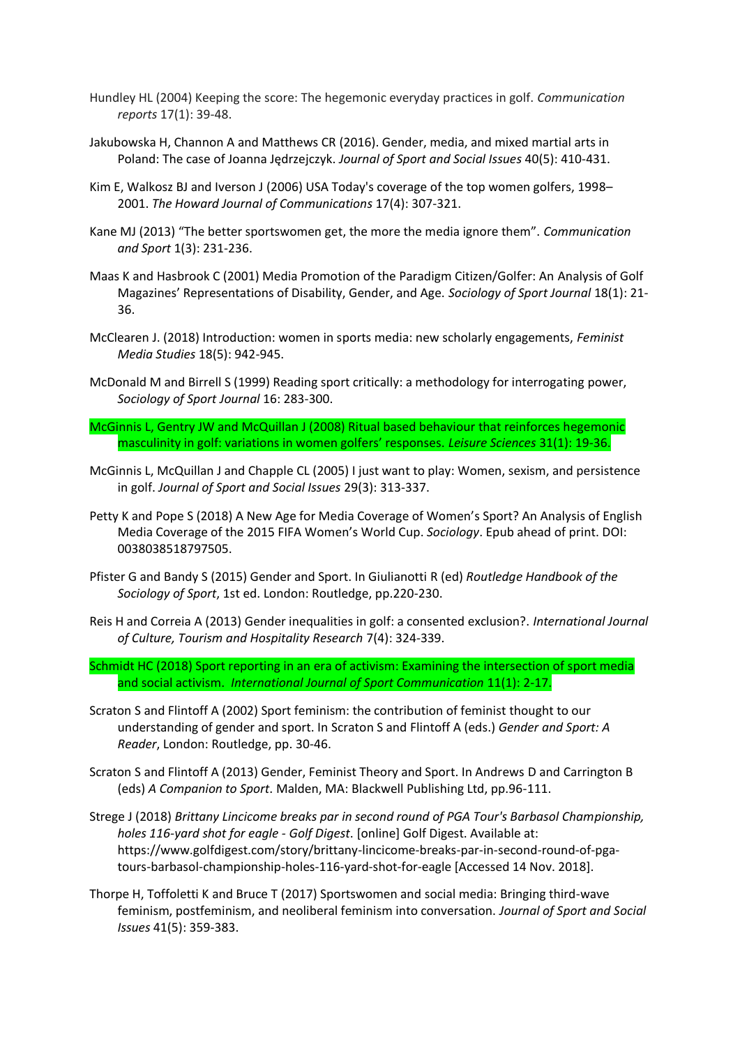Hundley HL (2004) Keeping the score: The hegemonic everyday practices in golf. *Communication reports* 17(1): 39-48.

Jakubowska H, Channon A and Matthews CR (2016). Gender, media, and mixed martial arts in Poland: The case of Joanna Jędrzejczyk. *Journal of Sport and Social Issues* 40(5): 410-431.

Kim E, Walkosz BJ and Iverson J (2006) USA Today's coverage of the top women golfers, 1998–2001. *The Howard Journal of Communications* 17(4): 307-321.

Kane MJ (2013) "The better sportswomen get, the more the media ignore them". *Communication and Sport* 1(3): 231-236.

Maas K and Hasbrook C (2001) Media Promotion of the Paradigm Citizen/Golfer: An Analysis of Golf Magazines' Representations of Disability, Gender, and Age. *Sociology of Sport Journal* 18(1): 21-36.

McClearen J. (2018) Introduction: women in sports media: new scholarly engagements, *Feminist Media Studies* 18(5): 942-945.

McDonald M and Birrell S (1999) Reading sport critically: a methodology for interrogating power, *Sociology of Sport Journal* 16: 283-300.

McGinnis L, Gentry JW and McQuillan J (2008) Ritual based behaviour that reinforces hegemonic masculinity in golf: variations in women golfers' responses. *Leisure Sciences* 31(1): 19-36.

McGinnis L, McQuillan J and Chapple CL (2005) I just want to play: Women, sexism, and persistence in golf. *Journal of Sport and Social Issues* 29(3): 313-337.

Petty K and Pope S (2018) A New Age for Media Coverage of Women's Sport? An Analysis of English Media Coverage of the 2015 FIFA Women's World Cup. *Sociology*. Epub ahead of print. DOI: 0038038518797505.

Pfister G and Bandy S (2015) Gender and Sport. In Giulianotti R (ed) *Routledge Handbook of the Sociology of Sport*, 1st ed. London: Routledge, pp.220-230.

Reis H and Correia A (2013) Gender inequalities in golf: a consented exclusion?. *International Journal of Culture, Tourism and Hospitality Research* 7(4): 324-339.

Schmidt HC (2018) Sport reporting in an era of activism: Examining the intersection of sport media and social activism. *International Journal of Sport Communication* 11(1): 2-17.

Scraton S and Flintoff A (2002) Sport feminism: the contribution of feminist thought to our understanding of gender and sport. In Scraton S and Flintoff A (eds.) *Gender and Sport: A Reader*, London: Routledge, pp. 30-46.

Scraton S and Flintoff A (2013) Gender, Feminist Theory and Sport. In Andrews D and Carrington B (eds) *A Companion to Sport*. Malden, MA: Blackwell Publishing Ltd, pp.96-111.

Strege J (2018) *Brittany Lincicome breaks par in second round of PGA Tour's Barbasol Championship, holes 116-yard shot for eagle - Golf Digest*. [online] Golf Digest. Available at: https://www.golfdigest.com/story/brittany-lincicome-breaks-par-in-second-round-of-pga-tours-barbasol-championship-holes-116-yard-shot-for-eagle [Accessed 14 Nov. 2018].

Thorpe H, Toffoletti K and Bruce T (2017) Sportswomen and social media: Bringing third-wave feminism, postfeminism, and neoliberal feminism into conversation. *Journal of Sport and Social Issues* 41(5): 359-383.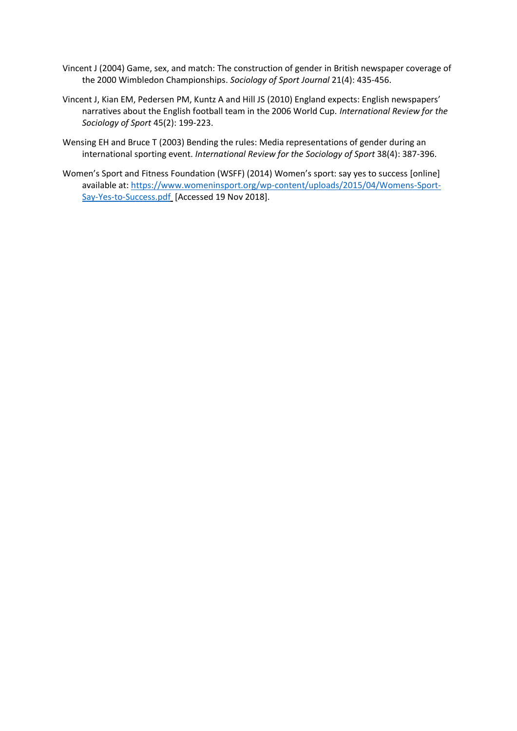Vincent J (2004) Game, sex, and match: The construction of gender in British newspaper coverage of the 2000 Wimbledon Championships. *Sociology of Sport Journal* 21(4): 435-456.

Vincent J, Kian EM, Pedersen PM, Kuntz A and Hill JS (2010) England expects: English newspapers' narratives about the English football team in the 2006 World Cup. *International Review for the Sociology of Sport* 45(2): 199-223.

Wensing EH and Bruce T (2003) Bending the rules: Media representations of gender during an international sporting event. *International Review for the Sociology of Sport* 38(4): 387-396.

Women's Sport and Fitness Foundation (WSFF) (2014) Women's sport: say yes to success [online] available at: https://www.womeninsport.org/wp-content/uploads/2015/04/Womens-Sport-Say-Yes-to-Success.pdf [Accessed 19 Nov 2018].